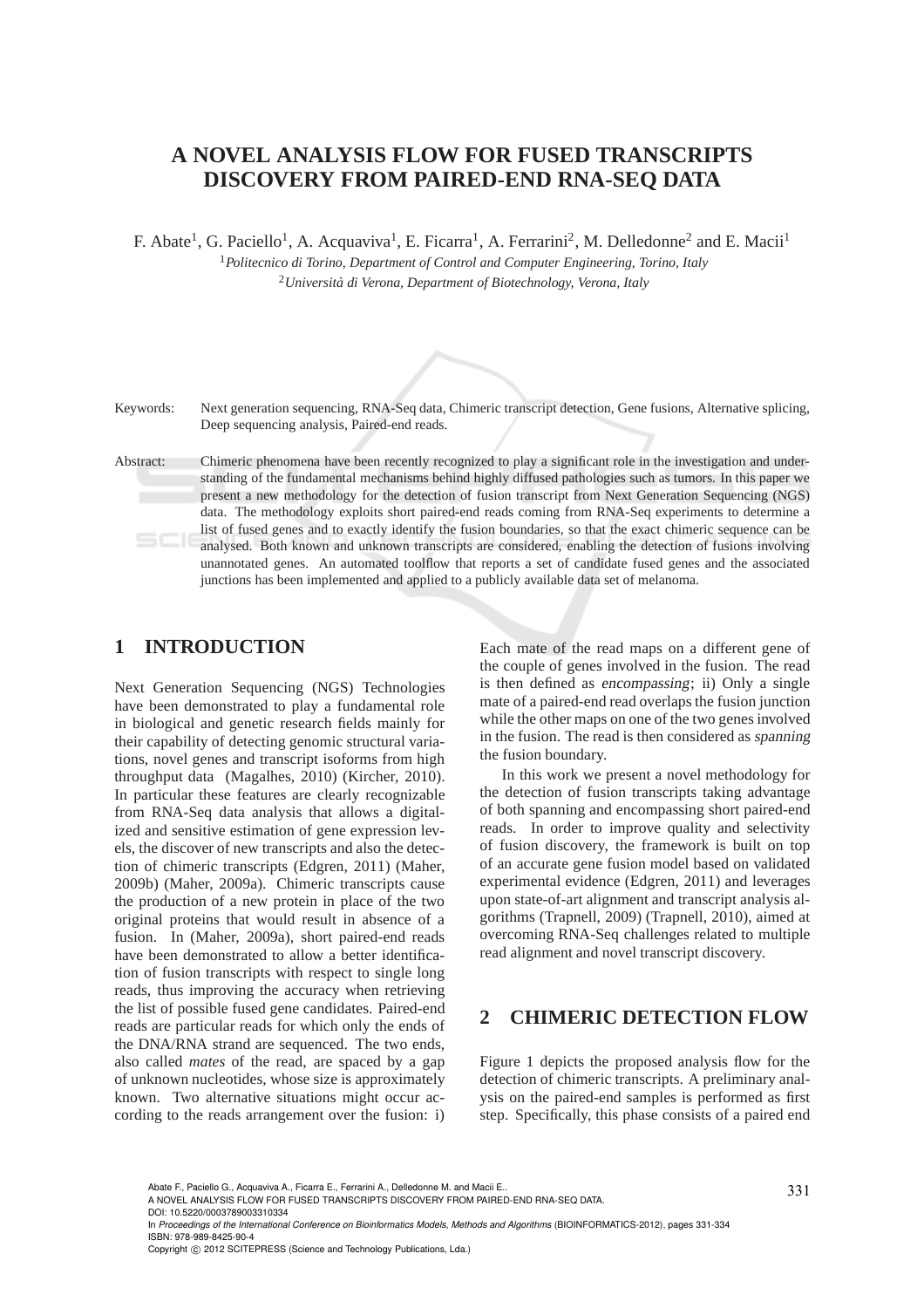# A NOVEL ANALYSIS FLOW FOR FUSED TRANSCRIPTS DISCOVERY FROM PAIRED-END RNA-SEQ DATA

F. Abate[1], G. Paciello[1], A. Acquaviva[1], E. Ficarra[1], A. Ferrarini[2], M. Delledonne[2] and E. Macii[1]

[1]*Politecnico di Torino, Department of Control and Computer Engineering, Torino, Italy*

[2]*Università di Verona, Department of Biotechnology, Verona, Italy*

Keywords: Next generation sequencing, RNA-Seq data, Chimeric transcript detection, Gene fusions, Alternative splicing, Deep sequencing analysis, Paired-end reads.

Abstract: Chimeric phenomena have been recently recognized to play a significant role in the investigation and understanding of the fundamental mechanisms behind highly diffused pathologies such as tumors. In this paper we present a new methodology for the detection of fusion transcript from Next Generation Sequencing (NGS) data. The methodology exploits short paired-end reads coming from RNA-Seq experiments to determine a list of fused genes and to exactly identify the fusion boundaries, so that the exact chimeric sequence can be analysed. Both known and unknown transcripts are considered, enabling the detection of fusions involving unannotated genes. An automated toolflow that reports a set of candidate fused genes and the associated junctions has been implemented and applied to a publicly available data set of melanoma.

## 1 INTRODUCTION

Next Generation Sequencing (NGS) Technologies have been demonstrated to play a fundamental role in biological and genetic research fields mainly for their capability of detecting genomic structural variations, novel genes and transcript isoforms from high throughput data (Magalhes, 2010) (Kircher, 2010). In particular these features are clearly recognizable from RNA-Seq data analysis that allows a digitalized and sensitive estimation of gene expression levels, the discover of new transcripts and also the detection of chimeric transcripts (Edgren, 2011) (Maher, 2009b) (Maher, 2009a). Chimeric transcripts cause the production of a new protein in place of the two original proteins that would result in absence of a fusion. In (Maher, 2009a), short paired-end reads have been demonstrated to allow a better identification of fusion transcripts with respect to single long reads, thus improving the accuracy when retrieving the list of possible fused gene candidates. Paired-end reads are particular reads for which only the ends of the DNA/RNA strand are sequenced. The two ends, also called *mates* of the read, are spaced by a gap of unknown nucleotides, whose size is approximately known. Two alternative situations might occur according to the reads arrangement over the fusion: i) Each mate of the read maps on a different gene of the couple of genes involved in the fusion. The read is then defined as *encompassing*; ii) Only a single mate of a paired-end read overlaps the fusion junction while the other maps on one of the two genes involved in the fusion. The read is then considered as *spanning* the fusion boundary.

In this work we present a novel methodology for the detection of fusion transcripts taking advantage of both spanning and encompassing short paired-end reads. In order to improve quality and selectivity of fusion discovery, the framework is built on top of an accurate gene fusion model based on validated experimental evidence (Edgren, 2011) and leverages upon state-of-art alignment and transcript analysis algorithms (Trapnell, 2009) (Trapnell, 2010), aimed at overcoming RNA-Seq challenges related to multiple read alignment and novel transcript discovery.

## 2 CHIMERIC DETECTION FLOW

Figure 1 depicts the proposed analysis flow for the detection of chimeric transcripts. A preliminary analysis on the paired-end samples is performed as first step. Specifically, this phase consists of a paired end

Abate F., Paciello G., Acquaviva A., Ficarra E., Ferrarini A., Delledonne M. and Macii E..
A NOVEL ANALYSIS FLOW FOR FUSED TRANSCRIPTS DISCOVERY FROM PAIRED-END RNA-SEQ DATA.
DOI: 10.5220/0003789003310334
In *Proceedings of the International Conference on Bioinformatics Models, Methods and Algorithms* (BIOINFORMATICS-2012), pages 331-334
ISBN: 978-989-8425-90-4
Copyright © 2012 SCITEPRESS (Science and Technology Publications, Lda.)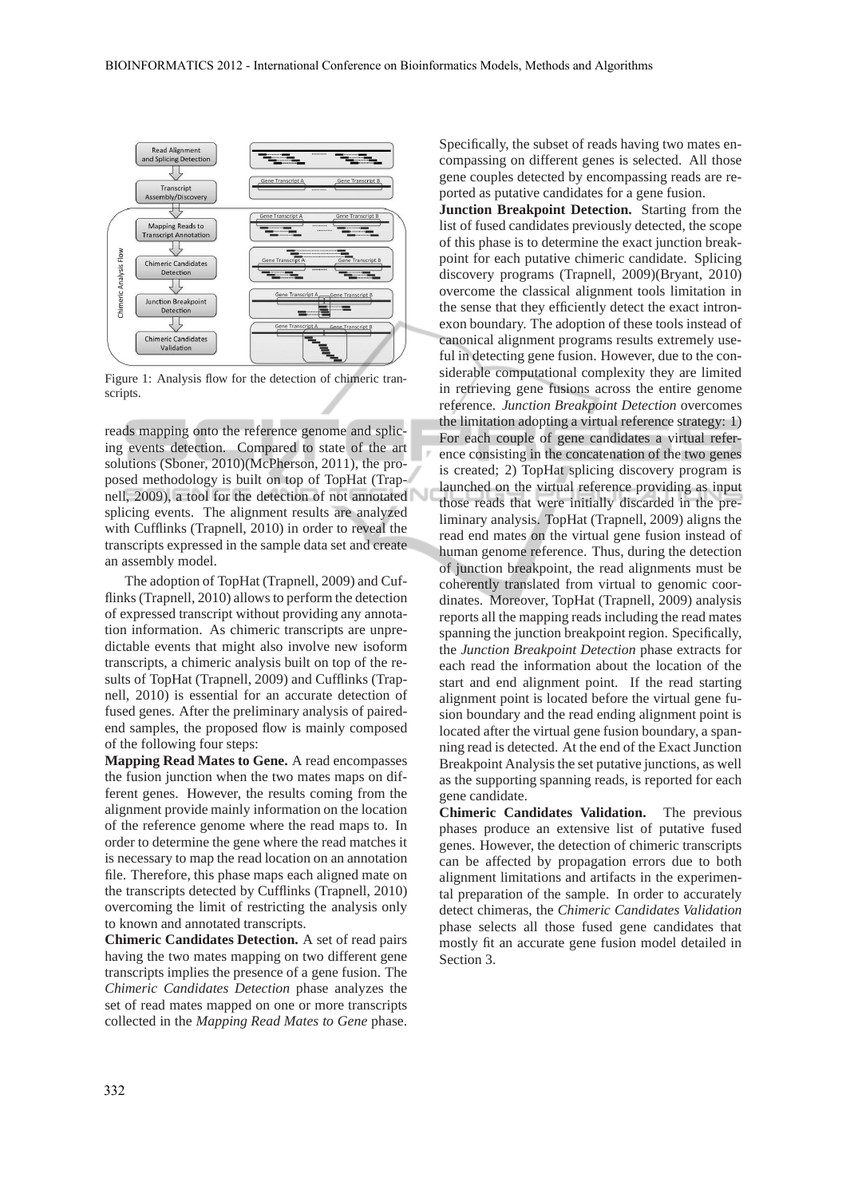Figure 1: Analysis flow for the detection of chimeric transcripts.

reads mapping onto the reference genome and splicing events detection. Compared to state of the art solutions (Sboner, 2010)(McPherson, 2011), the proposed methodology is built on top of TopHat (Trapnell, 2009), a tool for the detection of not annotated splicing events. The alignment results are analyzed with Cufflinks (Trapnell, 2010) in order to reveal the transcripts expressed in the sample data set and create an assembly model.

The adoption of TopHat (Trapnell, 2009) and Cufflinks (Trapnell, 2010) allows to perform the detection of expressed transcript without providing any annotation information. As chimeric transcripts are unpredictable events that might also involve new isoform transcripts, a chimeric analysis built on top of the results of TopHat (Trapnell, 2009) and Cufflinks (Trapnell, 2010) is essential for an accurate detection of fused genes. After the preliminary analysis of paired-end samples, the proposed flow is mainly composed of the following four steps:

**Mapping Read Mates to Gene.** A read encompasses the fusion junction when the two mates maps on different genes. However, the results coming from the alignment provide mainly information on the location of the reference genome where the read maps to. In order to determine the gene where the read matches it is necessary to map the read location on an annotation file. Therefore, this phase maps each aligned mate on the transcripts detected by Cufflinks (Trapnell, 2010) overcoming the limit of restricting the analysis only to known and annotated transcripts.

**Chimeric Candidates Detection.** A set of read pairs having the two mates mapping on two different gene transcripts implies the presence of a gene fusion. The *Chimeric Candidates Detection* phase analyzes the set of read mates mapped on one or more transcripts collected in the *Mapping Read Mates to Gene* phase. Specifically, the subset of reads having two mates encompassing on different genes is selected. All those gene couples detected by encompassing reads are reported as putative candidates for a gene fusion.

**Junction Breakpoint Detection.** Starting from the list of fused candidates previously detected, the scope of this phase is to determine the exact junction breakpoint for each putative chimeric candidate. Splicing discovery programs (Trapnell, 2009)(Bryant, 2010) overcome the classical alignment tools limitation in the sense that they efficiently detect the exact intron-exon boundary. The adoption of these tools instead of canonical alignment programs results extremely useful in detecting gene fusion. However, due to the considerable computational complexity they are limited in retrieving gene fusions across the entire genome reference. *Junction Breakpoint Detection* overcomes the limitation adopting a virtual reference strategy: 1) For each couple of gene candidates a virtual reference consisting in the concatenation of the two genes is created; 2) TopHat splicing discovery program is launched on the virtual reference providing as input those reads that were initially discarded in the preliminary analysis. TopHat (Trapnell, 2009) aligns the read end mates on the virtual gene fusion instead of human genome reference. Thus, during the detection of junction breakpoint, the read alignments must be coherently translated from virtual to genomic coordinates. Moreover, TopHat (Trapnell, 2009) analysis reports all the mapping reads including the read mates spanning the junction breakpoint region. Specifically, the *Junction Breakpoint Detection* phase extracts for each read the information about the location of the start and end alignment point. If the read starting alignment point is located before the virtual gene fusion boundary and the read ending alignment point is located after the virtual gene fusion boundary, a spanning read is detected. At the end of the Exact Junction Breakpoint Analysis the set putative junctions, as well as the supporting spanning reads, is reported for each gene candidate.

**Chimeric Candidates Validation.** The previous phases produce an extensive list of putative fused genes. However, the detection of chimeric transcripts can be affected by propagation errors due to both alignment limitations and artifacts in the experimental preparation of the sample. In order to accurately detect chimeras, the *Chimeric Candidates Validation* phase selects all those fused gene candidates that mostly fit an accurate gene fusion model detailed in Section 3.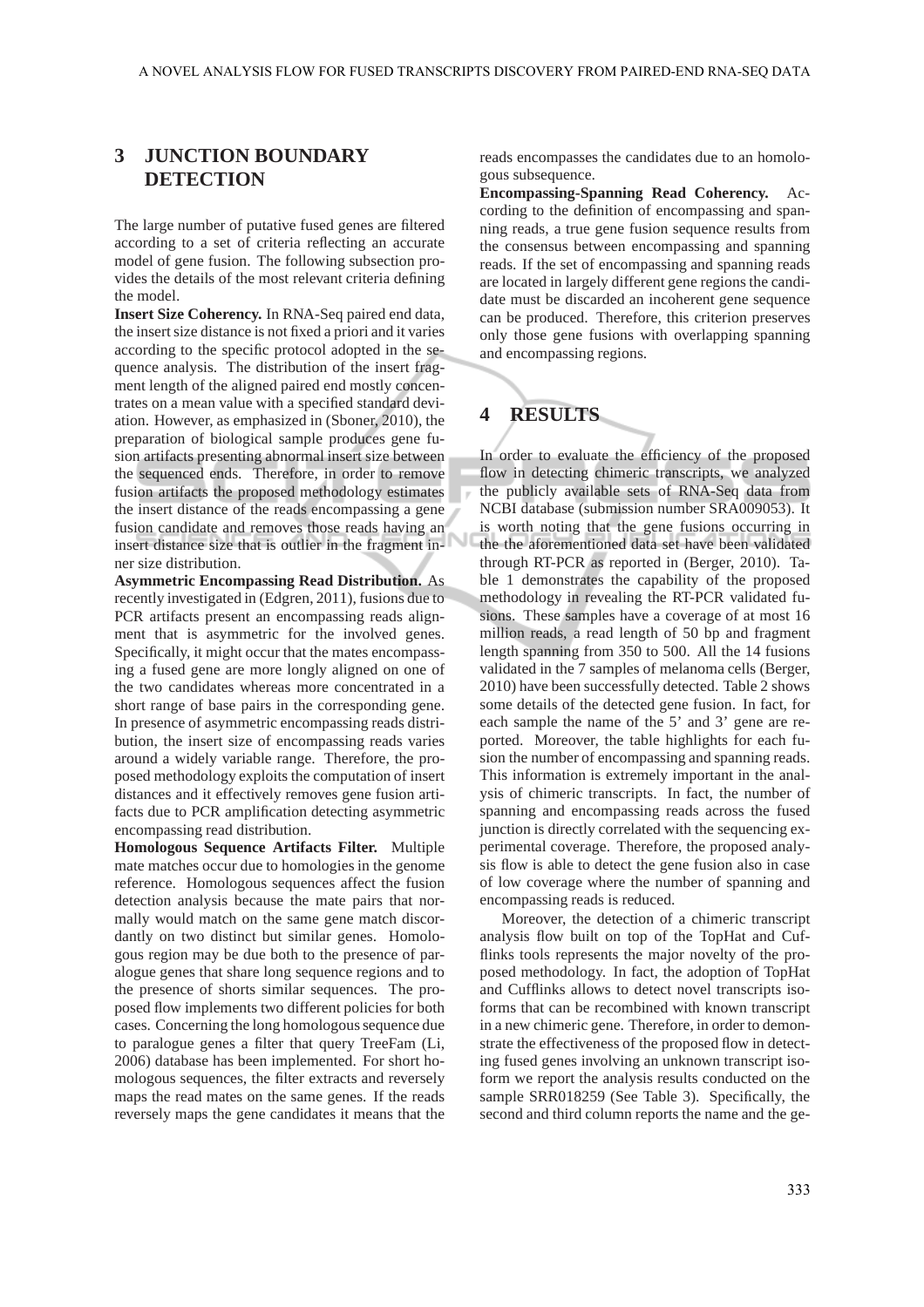## 3 JUNCTION BOUNDARY DETECTION

The large number of putative fused genes are filtered according to a set of criteria reflecting an accurate model of gene fusion. The following subsection provides the details of the most relevant criteria defining the model.

**Insert Size Coherency.** In RNA-Seq paired end data, the insert size distance is not fixed a priori and it varies according to the specific protocol adopted in the sequence analysis. The distribution of the insert fragment length of the aligned paired end mostly concentrates on a mean value with a specified standard deviation. However, as emphasized in (Sboner, 2010), the preparation of biological sample produces gene fusion artifacts presenting abnormal insert size between the sequenced ends. Therefore, in order to remove fusion artifacts the proposed methodology estimates the insert distance of the reads encompassing a gene fusion candidate and removes those reads having an insert distance size that is outlier in the fragment inner size distribution.

**Asymmetric Encompassing Read Distribution.** As recently investigated in (Edgren, 2011), fusions due to PCR artifacts present an encompassing reads alignment that is asymmetric for the involved genes. Specifically, it might occur that the mates encompassing a fused gene are more longly aligned on one of the two candidates whereas more concentrated in a short range of base pairs in the corresponding gene. In presence of asymmetric encompassing reads distribution, the insert size of encompassing reads varies around a widely variable range. Therefore, the proposed methodology exploits the computation of insert distances and it effectively removes gene fusion artifacts due to PCR amplification detecting asymmetric encompassing read distribution.

**Homologous Sequence Artifacts Filter.** Multiple mate matches occur due to homologies in the genome reference. Homologous sequences affect the fusion detection analysis because the mate pairs that normally would match on the same gene match discordantly on two distinct but similar genes. Homologous region may be due both to the presence of paralogue genes that share long sequence regions and to the presence of shorts similar sequences. The proposed flow implements two different policies for both cases. Concerning the long homologous sequence due to paralogue genes a filter that query TreeFam (Li, 2006) database has been implemented. For short homologous sequences, the filter extracts and reversely maps the read mates on the same genes. If the reads reversely maps the gene candidates it means that the reads encompasses the candidates due to an homologous subsequence.

**Encompassing-Spanning Read Coherency.** According to the definition of encompassing and spanning reads, a true gene fusion sequence results from the consensus between encompassing and spanning reads. If the set of encompassing and spanning reads are located in largely different gene regions the candidate must be discarded an incoherent gene sequence can be produced. Therefore, this criterion preserves only those gene fusions with overlapping spanning and encompassing regions.

## 4 RESULTS

In order to evaluate the efficiency of the proposed flow in detecting chimeric transcripts, we analyzed the publicly available sets of RNA-Seq data from NCBI database (submission number SRA009053). It is worth noting that the gene fusions occurring in the the aforementioned data set have been validated through RT-PCR as reported in (Berger, 2010). Table 1 demonstrates the capability of the proposed methodology in revealing the RT-PCR validated fusions. These samples have a coverage of at most 16 million reads, a read length of 50 bp and fragment length spanning from 350 to 500. All the 14 fusions validated in the 7 samples of melanoma cells (Berger, 2010) have been successfully detected. Table 2 shows some details of the detected gene fusion. In fact, for each sample the name of the 5' and 3' gene are reported. Moreover, the table highlights for each fusion the number of encompassing and spanning reads. This information is extremely important in the analysis of chimeric transcripts. In fact, the number of spanning and encompassing reads across the fused junction is directly correlated with the sequencing experimental coverage. Therefore, the proposed analysis flow is able to detect the gene fusion also in case of low coverage where the number of spanning and encompassing reads is reduced.

Moreover, the detection of a chimeric transcript analysis flow built on top of the TopHat and Cufflinks tools represents the major novelty of the proposed methodology. In fact, the adoption of TopHat and Cufflinks allows to detect novel transcripts isoforms that can be recombined with known transcript in a new chimeric gene. Therefore, in order to demonstrate the effectiveness of the proposed flow in detecting fused genes involving an unknown transcript isoform we report the analysis results conducted on the sample SRR018259 (See Table 3). Specifically, the second and third column reports the name and the ge-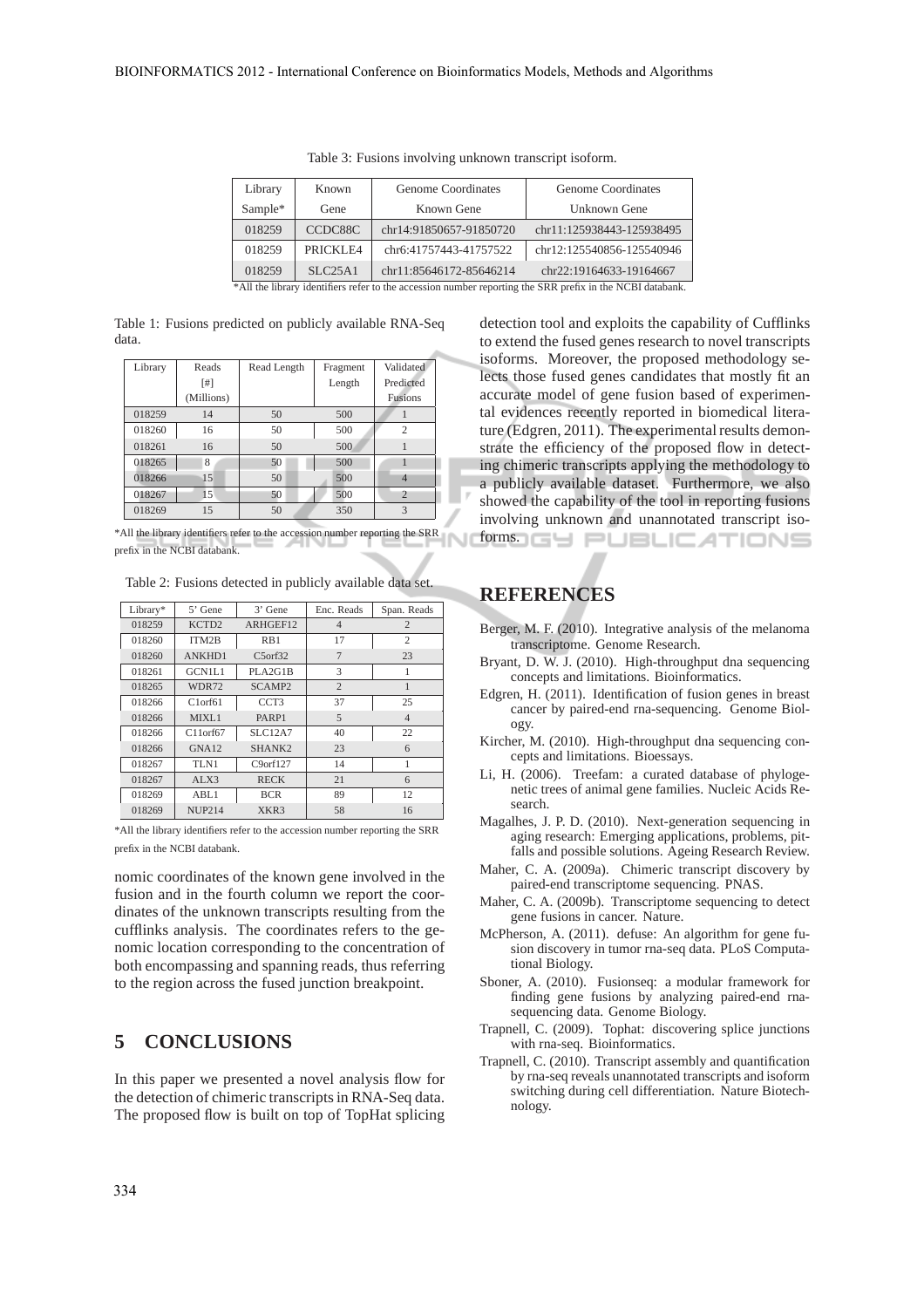Table 3: Fusions involving unknown transcript isoform.

| Library Sample* | Known Gene | Genome Coordinates Known Gene | Genome Coordinates Unknown Gene |
|---|---|---|---|
| 018259 | CCDC88C | chr14:91850657-91850720 | chr11:125938443-125938495 |
| 018259 | PRICKLE4 | chr6:41757443-41757522 | chr12:125540856-125540946 |
| 018259 | SLC25A1 | chr11:85646172-85646214 | chr22:19164633-19164667 |

*All the library identifiers refer to the accession number reporting the SRR prefix in the NCBI databank.

Table 1: Fusions predicted on publicly available RNA-Seq data.

| Library | Reads [#] (Millions) | Read Length | Fragment Length | Validated Predicted Fusions |
|---|---|---|---|---|
| 018259 | 14 | 50 | 500 | 1 |
| 018260 | 16 | 50 | 500 | 2 |
| 018261 | 16 | 50 | 500 | 1 |
| 018265 | 8 | 50 | 500 | 1 |
| 018266 | 15 | 50 | 500 | 4 |
| 018267 | 15 | 50 | 500 | 2 |
| 018269 | 15 | 50 | 350 | 3 |

*All the library identifiers refer to the accession number reporting the SRR prefix in the NCBI databank.

Table 2: Fusions detected in publicly available data set.

| Library* | 5' Gene | 3' Gene | Enc. Reads | Span. Reads |
|---|---|---|---|---|
| 018259 | KCTD2 | ARHGEF12 | 4 | 2 |
| 018260 | ITM2B | RB1 | 17 | 2 |
| 018260 | ANKHD1 | C5orf32 | 7 | 23 |
| 018261 | GCN1L1 | PLA2G1B | 3 | 1 |
| 018265 | WDR72 | SCAMP2 | 2 | 1 |
| 018266 | C1orf61 | CCT3 | 37 | 25 |
| 018266 | MIXL1 | PARP1 | 5 | 4 |
| 018266 | C11orf67 | SLC12A7 | 40 | 22 |
| 018266 | GNA12 | SHANK2 | 23 | 6 |
| 018267 | TLN1 | C9orf127 | 14 | 1 |
| 018267 | ALX3 | RECK | 21 | 6 |
| 018269 | ABL1 | BCR | 89 | 12 |
| 018269 | NUP214 | XKR3 | 58 | 16 |

*All the library identifiers refer to the accession number reporting the SRR prefix in the NCBI databank.

nomic coordinates of the known gene involved in the fusion and in the fourth column we report the coordinates of the unknown transcripts resulting from the cufflinks analysis. The coordinates refers to the genomic location corresponding to the concentration of both encompassing and spanning reads, thus referring to the region across the fused junction breakpoint.

## 5 CONCLUSIONS

In this paper we presented a novel analysis flow for the detection of chimeric transcripts in RNA-Seq data. The proposed flow is built on top of TopHat splicing detection tool and exploits the capability of Cufflinks to extend the fused genes research to novel transcripts isoforms. Moreover, the proposed methodology selects those fused genes candidates that mostly fit an accurate model of gene fusion based of experimental evidences recently reported in biomedical literature (Edgren, 2011). The experimental results demonstrate the efficiency of the proposed flow in detecting chimeric transcripts applying the methodology to a publicly available dataset. Furthermore, we also showed the capability of the tool in reporting fusions involving unknown and unannotated transcript isoforms.

## REFERENCES

Berger, M. F. (2010). Integrative analysis of the melanoma transcriptome. Genome Research.

Bryant, D. W. J. (2010). High-throughput dna sequencing concepts and limitations. Bioinformatics.

Edgren, H. (2011). Identification of fusion genes in breast cancer by paired-end rna-sequencing. Genome Biology.

Kircher, M. (2010). High-throughput dna sequencing concepts and limitations. Bioessays.

Li, H. (2006). Treefam: a curated database of phylogenetic trees of animal gene families. Nucleic Acids Research.

Magalhes, J. P. D. (2010). Next-generation sequencing in aging research: Emerging applications, problems, pitfalls and possible solutions. Ageing Research Review.

Maher, C. A. (2009a). Chimeric transcript discovery by paired-end transcriptome sequencing. PNAS.

Maher, C. A. (2009b). Transcriptome sequencing to detect gene fusions in cancer. Nature.

McPherson, A. (2011). defuse: An algorithm for gene fusion discovery in tumor rna-seq data. PLoS Computational Biology.

Sboner, A. (2010). Fusionseq: a modular framework for finding gene fusions by analyzing paired-end rna-sequencing data. Genome Biology.

Trapnell, C. (2009). Tophat: discovering splice junctions with rna-seq. Bioinformatics.

Trapnell, C. (2010). Transcript assembly and quantification by rna-seq reveals unannotated transcripts and isoform switching during cell differentiation. Nature Biotechnology.